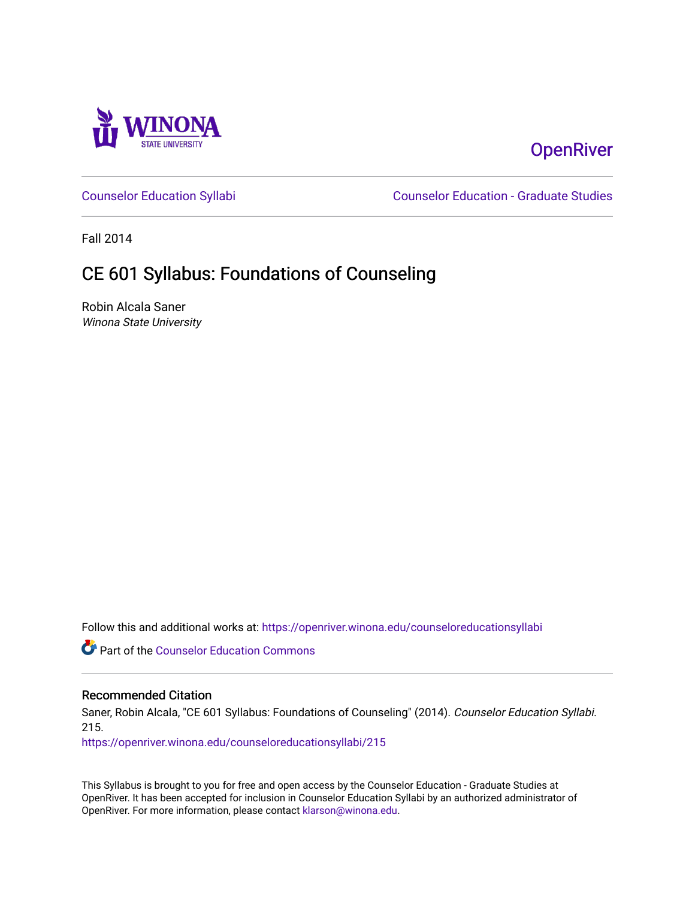Winona State University

OpenRiver

Counselor Education Syllabi

Counselor Education - Graduate Studies

Fall 2014

# CE 601 Syllabus: Foundations of Counseling

Robin Alcala Saner
*Winona State University*

Follow this and additional works at: https://openriver.winona.edu/counseloreducationsyllabi

Part of the Counselor Education Commons

## Recommended Citation

Saner, Robin Alcala, "CE 601 Syllabus: Foundations of Counseling" (2014). *Counselor Education Syllabi*. 215.
https://openriver.winona.edu/counseloreducationsyllabi/215

This Syllabus is brought to you for free and open access by the Counselor Education - Graduate Studies at OpenRiver. It has been accepted for inclusion in Counselor Education Syllabi by an authorized administrator of OpenRiver. For more information, please contact klarson@winona.edu.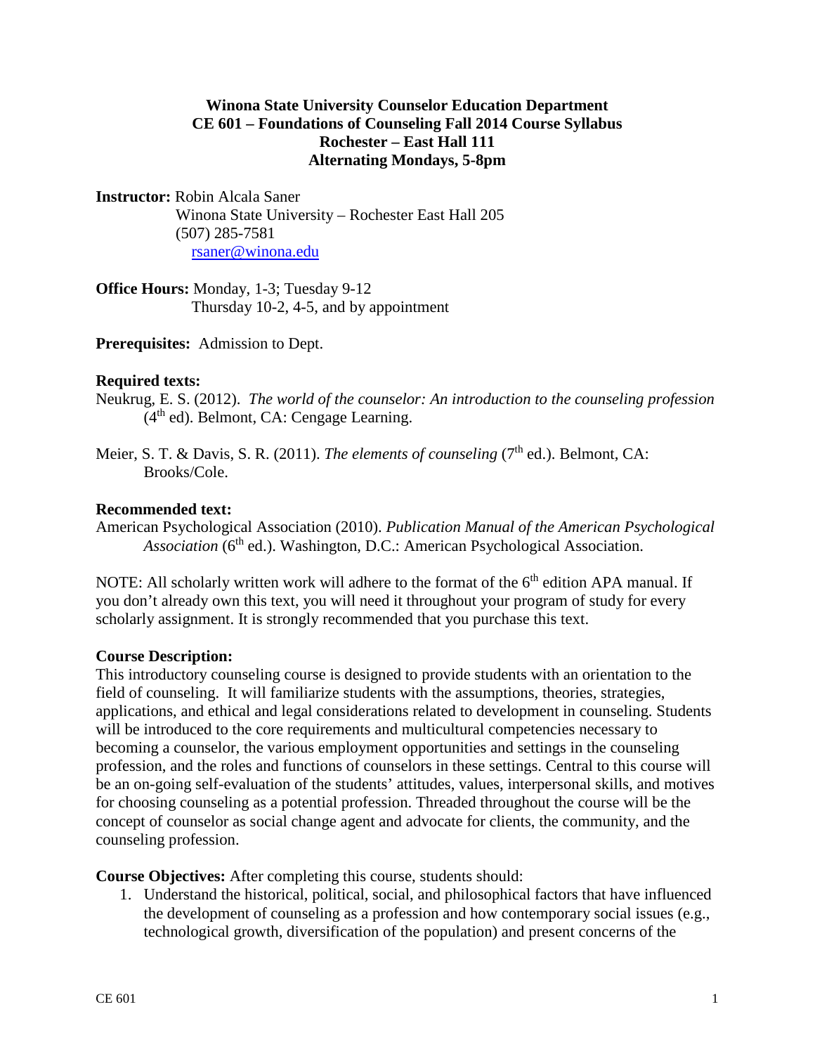**Winona State University Counselor Education Department**
**CE 601 – Foundations of Counseling Fall 2014 Course Syllabus**
**Rochester – East Hall 111**
**Alternating Mondays, 5-8pm**

**Instructor:** Robin Alcala Saner
Winona State University – Rochester East Hall 205
(507) 285-7581
rsaner@winona.edu

**Office Hours:** Monday, 1-3; Tuesday 9-12
Thursday 10-2, 4-5, and by appointment

**Prerequisites:** Admission to Dept.

**Required texts:**

Neukrug, E. S. (2012). *The world of the counselor: An introduction to the counseling profession* (4th ed). Belmont, CA: Cengage Learning.

Meier, S. T. & Davis, S. R. (2011). *The elements of counseling* (7th ed.). Belmont, CA: Brooks/Cole.

**Recommended text:**

American Psychological Association (2010). *Publication Manual of the American Psychological Association* (6th ed.). Washington, D.C.: American Psychological Association.

NOTE: All scholarly written work will adhere to the format of the 6th edition APA manual. If you don't already own this text, you will need it throughout your program of study for every scholarly assignment. It is strongly recommended that you purchase this text.

**Course Description:**

This introductory counseling course is designed to provide students with an orientation to the field of counseling. It will familiarize students with the assumptions, theories, strategies, applications, and ethical and legal considerations related to development in counseling. Students will be introduced to the core requirements and multicultural competencies necessary to becoming a counselor, the various employment opportunities and settings in the counseling profession, and the roles and functions of counselors in these settings. Central to this course will be an on-going self-evaluation of the students' attitudes, values, interpersonal skills, and motives for choosing counseling as a potential profession. Threaded throughout the course will be the concept of counselor as social change agent and advocate for clients, the community, and the counseling profession.

**Course Objectives:** After completing this course, students should:

1. Understand the historical, political, social, and philosophical factors that have influenced the development of counseling as a profession and how contemporary social issues (e.g., technological growth, diversification of the population) and present concerns of the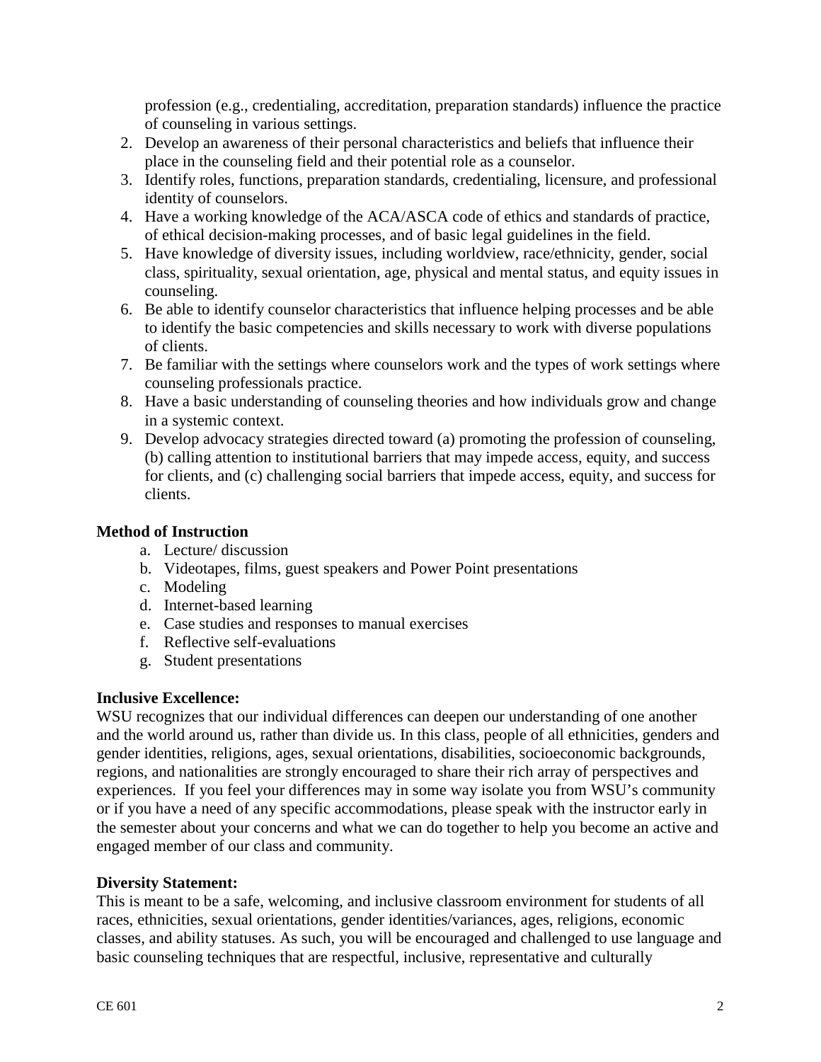profession (e.g., credentialing, accreditation, preparation standards) influence the practice of counseling in various settings.

2. Develop an awareness of their personal characteristics and beliefs that influence their place in the counseling field and their potential role as a counselor.
3. Identify roles, functions, preparation standards, credentialing, licensure, and professional identity of counselors.
4. Have a working knowledge of the ACA/ASCA code of ethics and standards of practice, of ethical decision-making processes, and of basic legal guidelines in the field.
5. Have knowledge of diversity issues, including worldview, race/ethnicity, gender, social class, spirituality, sexual orientation, age, physical and mental status, and equity issues in counseling.
6. Be able to identify counselor characteristics that influence helping processes and be able to identify the basic competencies and skills necessary to work with diverse populations of clients.
7. Be familiar with the settings where counselors work and the types of work settings where counseling professionals practice.
8. Have a basic understanding of counseling theories and how individuals grow and change in a systemic context.
9. Develop advocacy strategies directed toward (a) promoting the profession of counseling, (b) calling attention to institutional barriers that may impede access, equity, and success for clients, and (c) challenging social barriers that impede access, equity, and success for clients.

**Method of Instruction**

a. Lecture/ discussion
b. Videotapes, films, guest speakers and Power Point presentations
c. Modeling
d. Internet-based learning
e. Case studies and responses to manual exercises
f. Reflective self-evaluations
g. Student presentations

**Inclusive Excellence:**

WSU recognizes that our individual differences can deepen our understanding of one another and the world around us, rather than divide us. In this class, people of all ethnicities, genders and gender identities, religions, ages, sexual orientations, disabilities, socioeconomic backgrounds, regions, and nationalities are strongly encouraged to share their rich array of perspectives and experiences. If you feel your differences may in some way isolate you from WSU's community or if you have a need of any specific accommodations, please speak with the instructor early in the semester about your concerns and what we can do together to help you become an active and engaged member of our class and community.

**Diversity Statement:**

This is meant to be a safe, welcoming, and inclusive classroom environment for students of all races, ethnicities, sexual orientations, gender identities/variances, ages, religions, economic classes, and ability statuses. As such, you will be encouraged and challenged to use language and basic counseling techniques that are respectful, inclusive, representative and culturally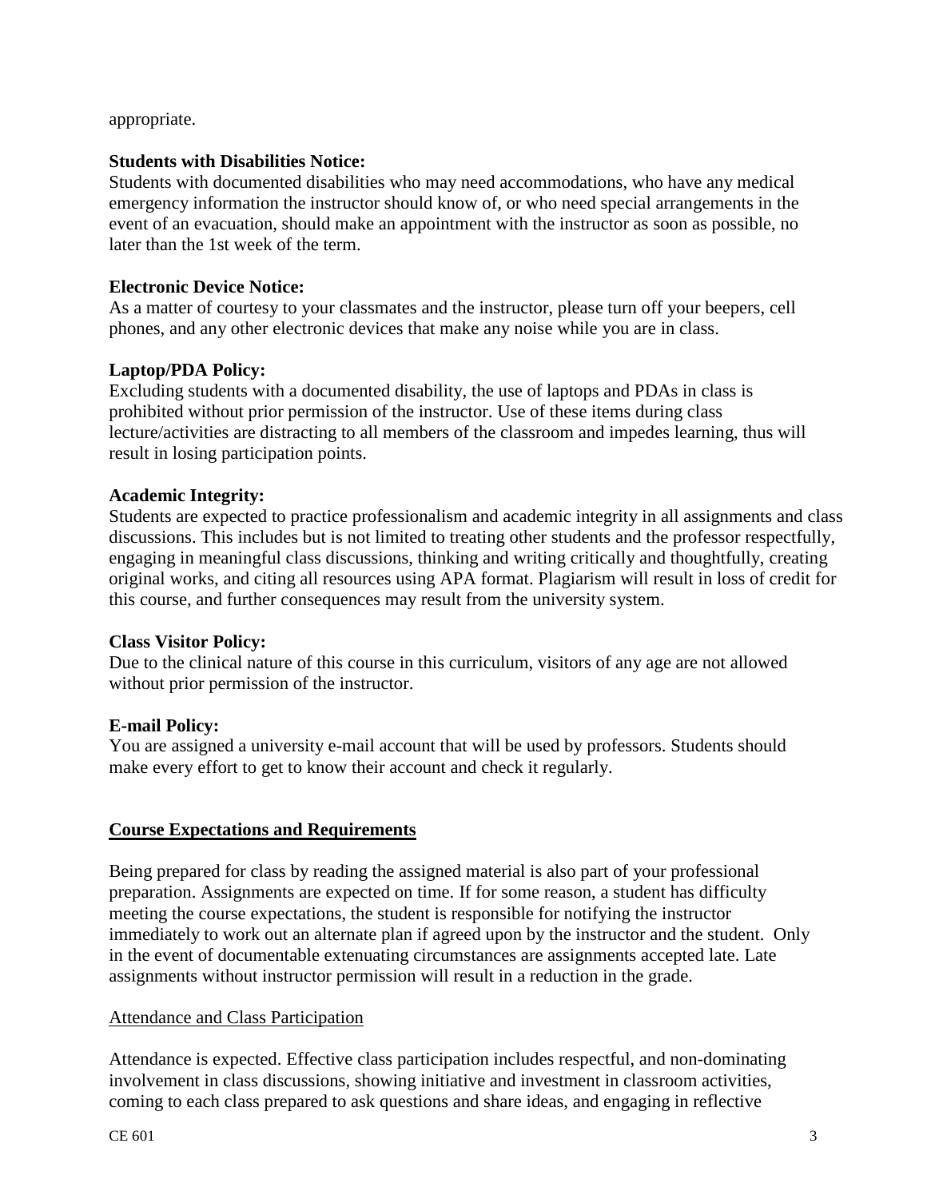appropriate.

**Students with Disabilities Notice:**
Students with documented disabilities who may need accommodations, who have any medical emergency information the instructor should know of, or who need special arrangements in the event of an evacuation, should make an appointment with the instructor as soon as possible, no later than the 1st week of the term.

**Electronic Device Notice:**
As a matter of courtesy to your classmates and the instructor, please turn off your beepers, cell phones, and any other electronic devices that make any noise while you are in class.

**Laptop/PDA Policy:**
Excluding students with a documented disability, the use of laptops and PDAs in class is prohibited without prior permission of the instructor. Use of these items during class lecture/activities are distracting to all members of the classroom and impedes learning, thus will result in losing participation points.

**Academic Integrity:**
Students are expected to practice professionalism and academic integrity in all assignments and class discussions. This includes but is not limited to treating other students and the professor respectfully, engaging in meaningful class discussions, thinking and writing critically and thoughtfully, creating original works, and citing all resources using APA format. Plagiarism will result in loss of credit for this course, and further consequences may result from the university system.

**Class Visitor Policy:**
Due to the clinical nature of this course in this curriculum, visitors of any age are not allowed without prior permission of the instructor.

**E-mail Policy:**
You are assigned a university e-mail account that will be used by professors. Students should make every effort to get to know their account and check it regularly.

## Course Expectations and Requirements

Being prepared for class by reading the assigned material is also part of your professional preparation. Assignments are expected on time. If for some reason, a student has difficulty meeting the course expectations, the student is responsible for notifying the instructor immediately to work out an alternate plan if agreed upon by the instructor and the student. Only in the event of documentable extenuating circumstances are assignments accepted late. Late assignments without instructor permission will result in a reduction in the grade.

### Attendance and Class Participation

Attendance is expected. Effective class participation includes respectful, and non-dominating involvement in class discussions, showing initiative and investment in classroom activities, coming to each class prepared to ask questions and share ideas, and engaging in reflective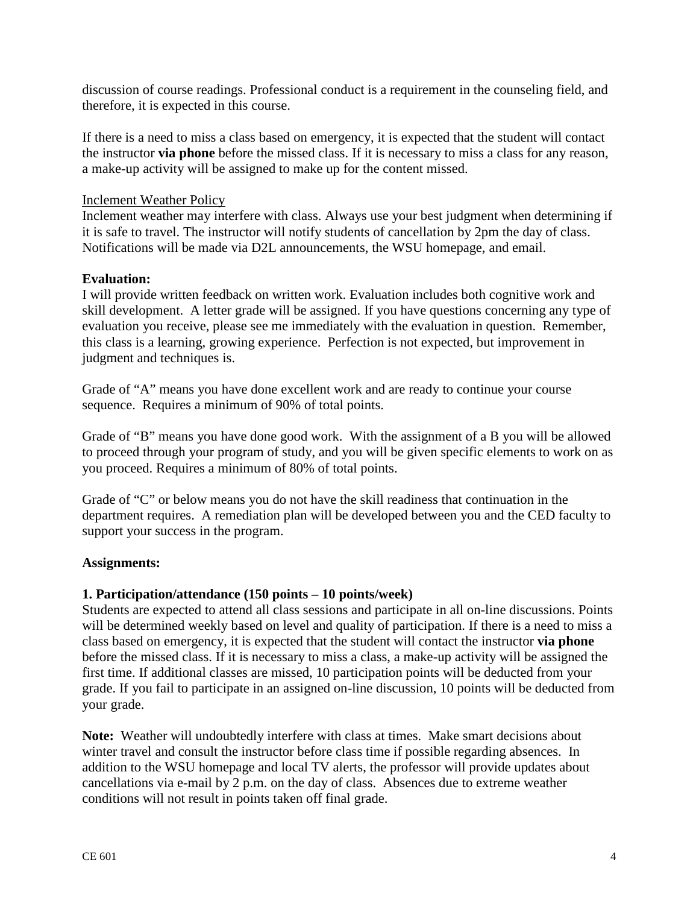discussion of course readings. Professional conduct is a requirement in the counseling field, and therefore, it is expected in this course.

If there is a need to miss a class based on emergency, it is expected that the student will contact the instructor **via phone** before the missed class. If it is necessary to miss a class for any reason, a make-up activity will be assigned to make up for the content missed.

<u>Inclement Weather Policy</u>
Inclement weather may interfere with class. Always use your best judgment when determining if it is safe to travel. The instructor will notify students of cancellation by 2pm the day of class. Notifications will be made via D2L announcements, the WSU homepage, and email.

**Evaluation:**
I will provide written feedback on written work. Evaluation includes both cognitive work and skill development. A letter grade will be assigned. If you have questions concerning any type of evaluation you receive, please see me immediately with the evaluation in question. Remember, this class is a learning, growing experience. Perfection is not expected, but improvement in judgment and techniques is.

Grade of "A" means you have done excellent work and are ready to continue your course sequence. Requires a minimum of 90% of total points.

Grade of "B" means you have done good work. With the assignment of a B you will be allowed to proceed through your program of study, and you will be given specific elements to work on as you proceed. Requires a minimum of 80% of total points.

Grade of "C" or below means you do not have the skill readiness that continuation in the department requires. A remediation plan will be developed between you and the CED faculty to support your success in the program.

**Assignments:**

**1. Participation/attendance (150 points – 10 points/week)**
Students are expected to attend all class sessions and participate in all on-line discussions. Points will be determined weekly based on level and quality of participation. If there is a need to miss a class based on emergency, it is expected that the student will contact the instructor **via phone** before the missed class. If it is necessary to miss a class, a make-up activity will be assigned the first time. If additional classes are missed, 10 participation points will be deducted from your grade. If you fail to participate in an assigned on-line discussion, 10 points will be deducted from your grade.

**Note:** Weather will undoubtedly interfere with class at times. Make smart decisions about winter travel and consult the instructor before class time if possible regarding absences. In addition to the WSU homepage and local TV alerts, the professor will provide updates about cancellations via e-mail by 2 p.m. on the day of class. Absences due to extreme weather conditions will not result in points taken off final grade.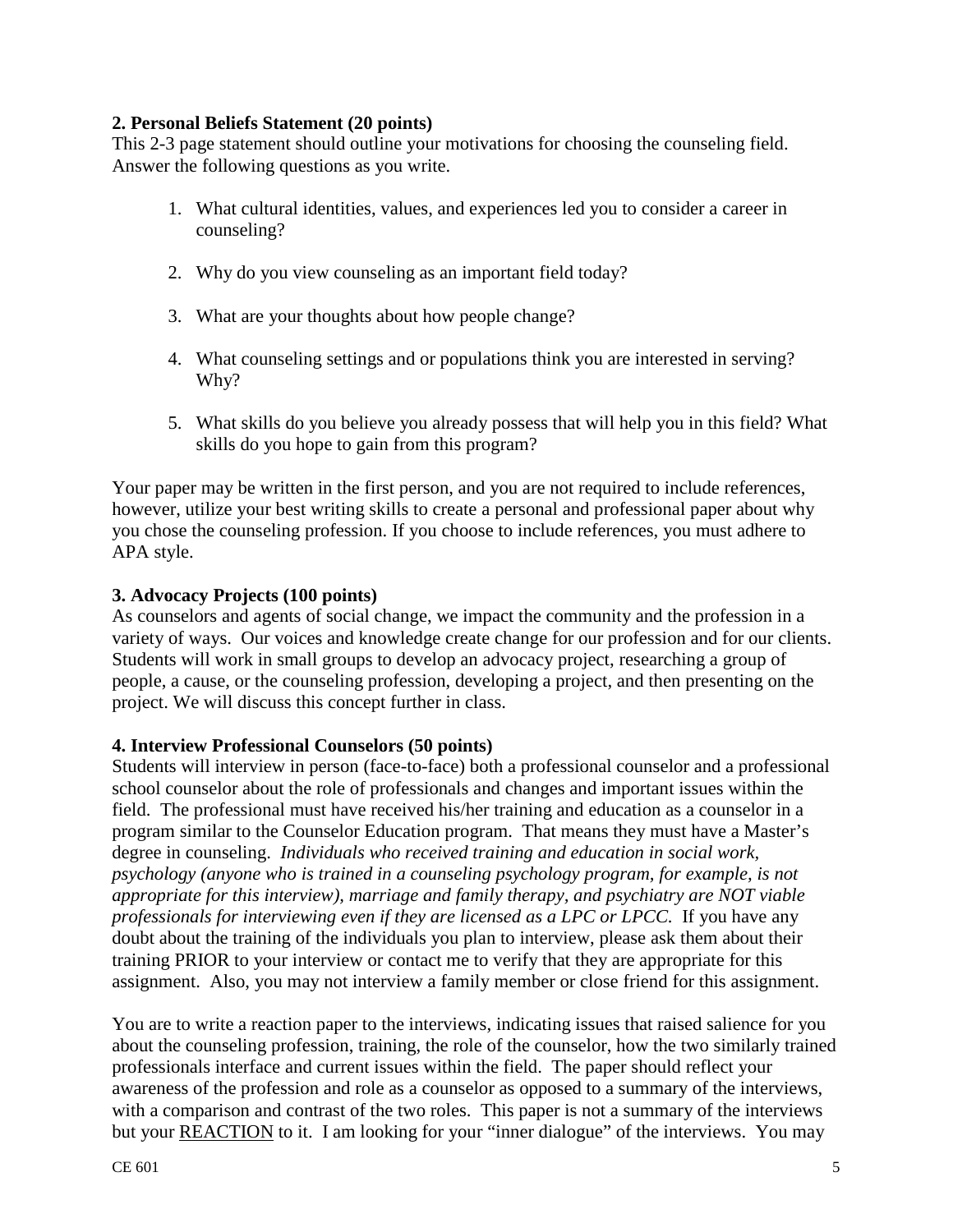**2. Personal Beliefs Statement (20 points)**
This 2-3 page statement should outline your motivations for choosing the counseling field. Answer the following questions as you write.

1. What cultural identities, values, and experiences led you to consider a career in counseling?

2. Why do you view counseling as an important field today?

3. What are your thoughts about how people change?

4. What counseling settings and or populations think you are interested in serving? Why?

5. What skills do you believe you already possess that will help you in this field? What skills do you hope to gain from this program?

Your paper may be written in the first person, and you are not required to include references, however, utilize your best writing skills to create a personal and professional paper about why you chose the counseling profession. If you choose to include references, you must adhere to APA style.

**3. Advocacy Projects (100 points)**
As counselors and agents of social change, we impact the community and the profession in a variety of ways. Our voices and knowledge create change for our profession and for our clients. Students will work in small groups to develop an advocacy project, researching a group of people, a cause, or the counseling profession, developing a project, and then presenting on the project. We will discuss this concept further in class.

**4. Interview Professional Counselors (50 points)**
Students will interview in person (face-to-face) both a professional counselor and a professional school counselor about the role of professionals and changes and important issues within the field. The professional must have received his/her training and education as a counselor in a program similar to the Counselor Education program. That means they must have a Master's degree in counseling. *Individuals who received training and education in social work, psychology (anyone who is trained in a counseling psychology program, for example, is not appropriate for this interview), marriage and family therapy, and psychiatry are NOT viable professionals for interviewing even if they are licensed as a LPC or LPCC.* If you have any doubt about the training of the individuals you plan to interview, please ask them about their training PRIOR to your interview or contact me to verify that they are appropriate for this assignment. Also, you may not interview a family member or close friend for this assignment.

You are to write a reaction paper to the interviews, indicating issues that raised salience for you about the counseling profession, training, the role of the counselor, how the two similarly trained professionals interface and current issues within the field. The paper should reflect your awareness of the profession and role as a counselor as opposed to a summary of the interviews, with a comparison and contrast of the two roles. This paper is not a summary of the interviews but your <u>REACTION</u> to it. I am looking for your "inner dialogue" of the interviews. You may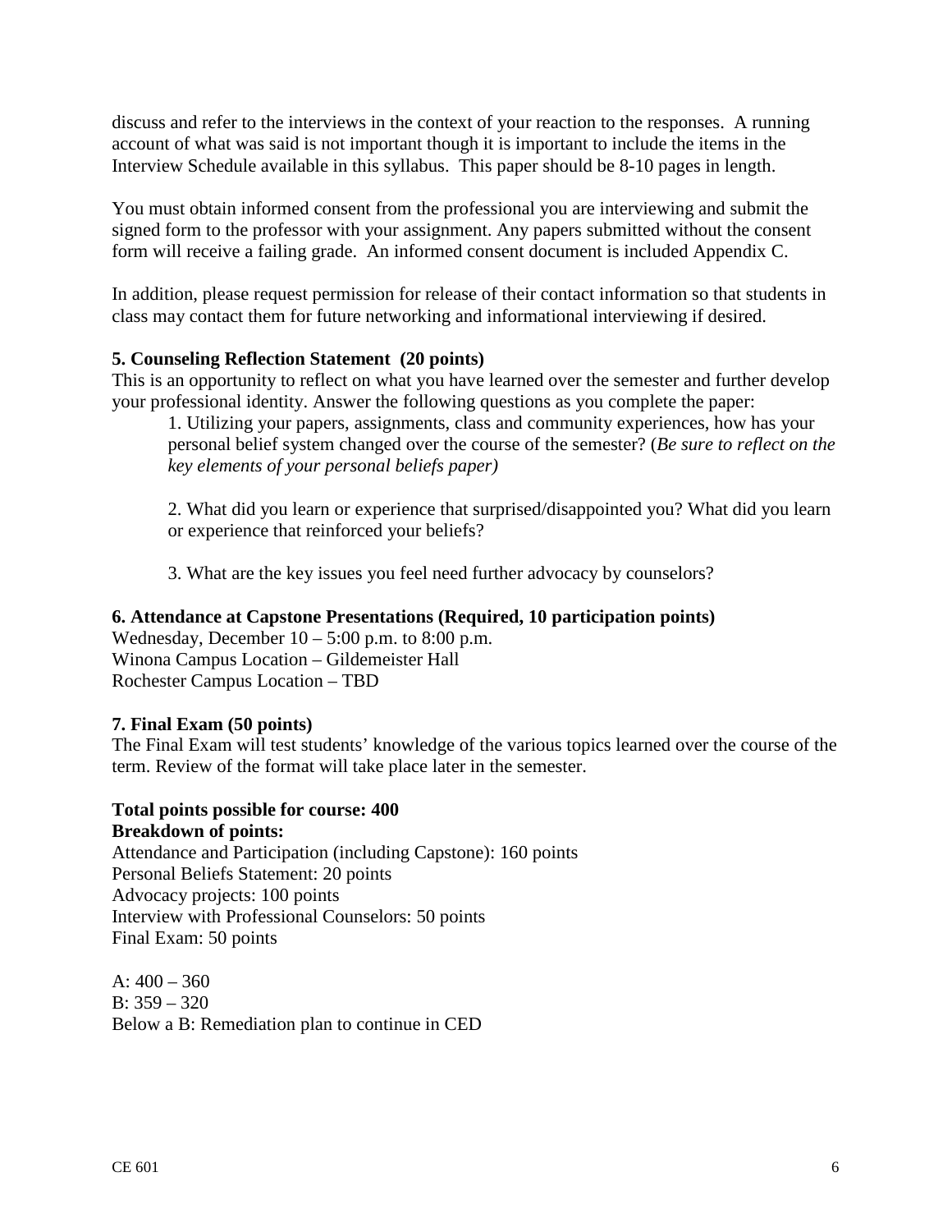discuss and refer to the interviews in the context of your reaction to the responses. A running account of what was said is not important though it is important to include the items in the Interview Schedule available in this syllabus. This paper should be 8-10 pages in length.

You must obtain informed consent from the professional you are interviewing and submit the signed form to the professor with your assignment. Any papers submitted without the consent form will receive a failing grade. An informed consent document is included Appendix C.

In addition, please request permission for release of their contact information so that students in class may contact them for future networking and informational interviewing if desired.

**5. Counseling Reflection Statement (20 points)**

This is an opportunity to reflect on what you have learned over the semester and further develop your professional identity. Answer the following questions as you complete the paper:

1. Utilizing your papers, assignments, class and community experiences, how has your personal belief system changed over the course of the semester? (*Be sure to reflect on the key elements of your personal beliefs paper)*

2. What did you learn or experience that surprised/disappointed you? What did you learn or experience that reinforced your beliefs?

3. What are the key issues you feel need further advocacy by counselors?

**6. Attendance at Capstone Presentations (Required, 10 participation points)**

Wednesday, December 10 – 5:00 p.m. to 8:00 p.m.
Winona Campus Location – Gildemeister Hall
Rochester Campus Location – TBD

**7. Final Exam (50 points)**

The Final Exam will test students' knowledge of the various topics learned over the course of the term. Review of the format will take place later in the semester.

**Total points possible for course: 400**
**Breakdown of points:**

Attendance and Participation (including Capstone): 160 points
Personal Beliefs Statement: 20 points
Advocacy projects: 100 points
Interview with Professional Counselors: 50 points
Final Exam: 50 points

A: 400 – 360
B: 359 – 320
Below a B: Remediation plan to continue in CED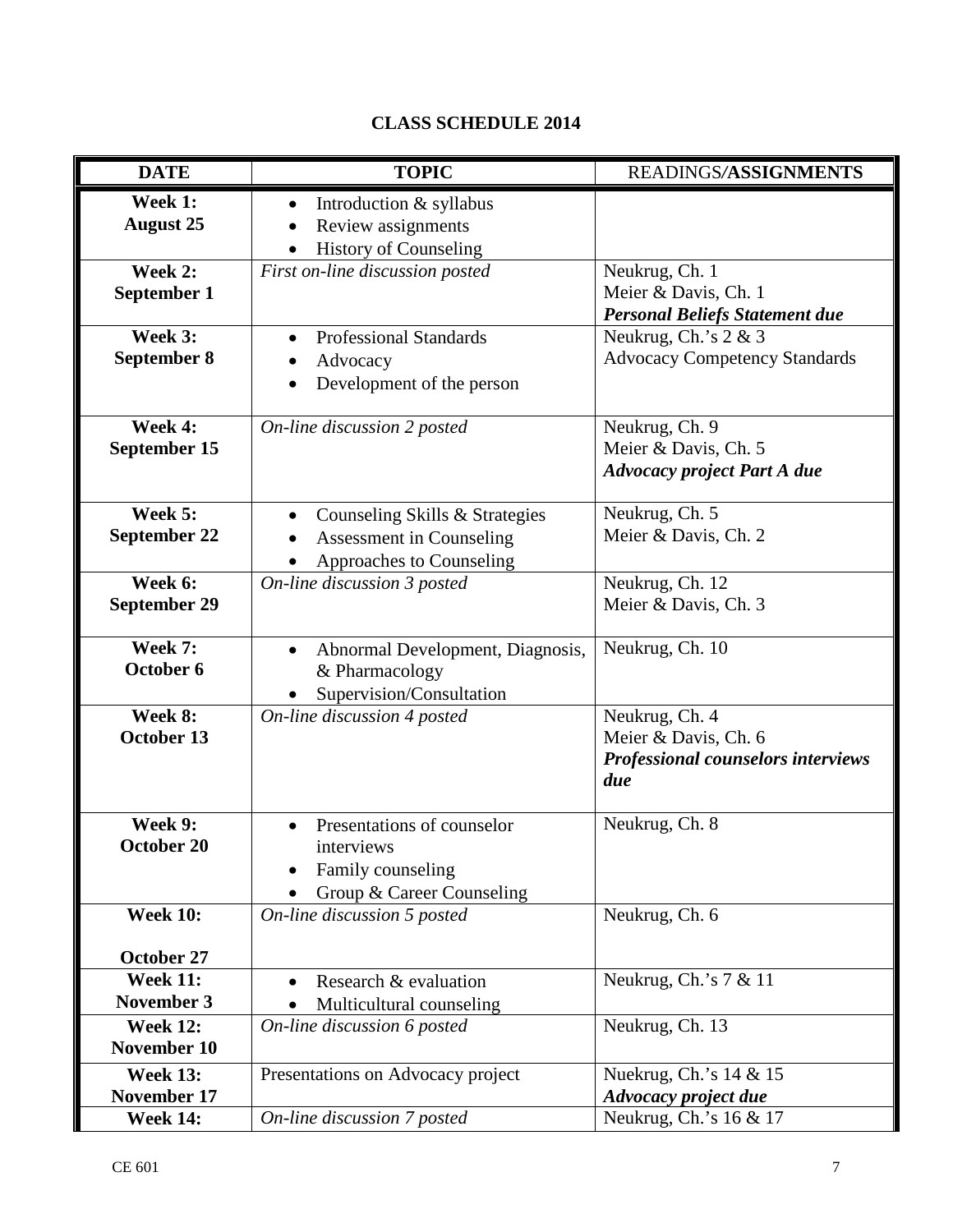**CLASS SCHEDULE 2014**

| **DATE** | **TOPIC** | READINGS/**ASSIGNMENTS** |
|---|---|---|
| **Week 1:**<br>**August 25** | • Introduction & syllabus<br>• Review assignments<br>• History of Counseling | |
| **Week 2:**<br>**September 1** | *First on-line discussion posted* | Neukrug, Ch. 1<br>Meier & Davis, Ch. 1<br>***Personal Beliefs Statement due*** |
| **Week 3:**<br>**September 8** | • Professional Standards<br>• Advocacy<br>• Development of the person | Neukrug, Ch.'s 2 & 3<br>Advocacy Competency Standards |
| **Week 4:**<br>**September 15** | *On-line discussion 2 posted* | Neukrug, Ch. 9<br>Meier & Davis, Ch. 5<br>***Advocacy project Part A due*** |
| **Week 5:**<br>**September 22** | • Counseling Skills & Strategies<br>• Assessment in Counseling<br>• Approaches to Counseling | Neukrug, Ch. 5<br>Meier & Davis, Ch. 2 |
| **Week 6:**<br>**September 29** | *On-line discussion 3 posted* | Neukrug, Ch. 12<br>Meier & Davis, Ch. 3 |
| **Week 7:**<br>**October 6** | • Abnormal Development, Diagnosis, & Pharmacology<br>• Supervision/Consultation | Neukrug, Ch. 10 |
| **Week 8:**<br>**October 13** | *On-line discussion 4 posted* | Neukrug, Ch. 4<br>Meier & Davis, Ch. 6<br>***Professional counselors interviews due*** |
| **Week 9:**<br>**October 20** | • Presentations of counselor interviews<br>• Family counseling<br>• Group & Career Counseling | Neukrug, Ch. 8 |
| **Week 10:**<br>**October 27** | *On-line discussion 5 posted* | Neukrug, Ch. 6 |
| **Week 11:**<br>**November 3** | • Research & evaluation<br>• Multicultural counseling | Neukrug, Ch.'s 7 & 11 |
| **Week 12:**<br>**November 10** | *On-line discussion 6 posted* | Neukrug, Ch. 13 |
| **Week 13:**<br>**November 17** | Presentations on Advocacy project | Nuekrug, Ch.'s 14 & 15<br>***Advocacy project due*** |
| **Week 14:** | *On-line discussion 7 posted* | Neukrug, Ch.'s 16 & 17 |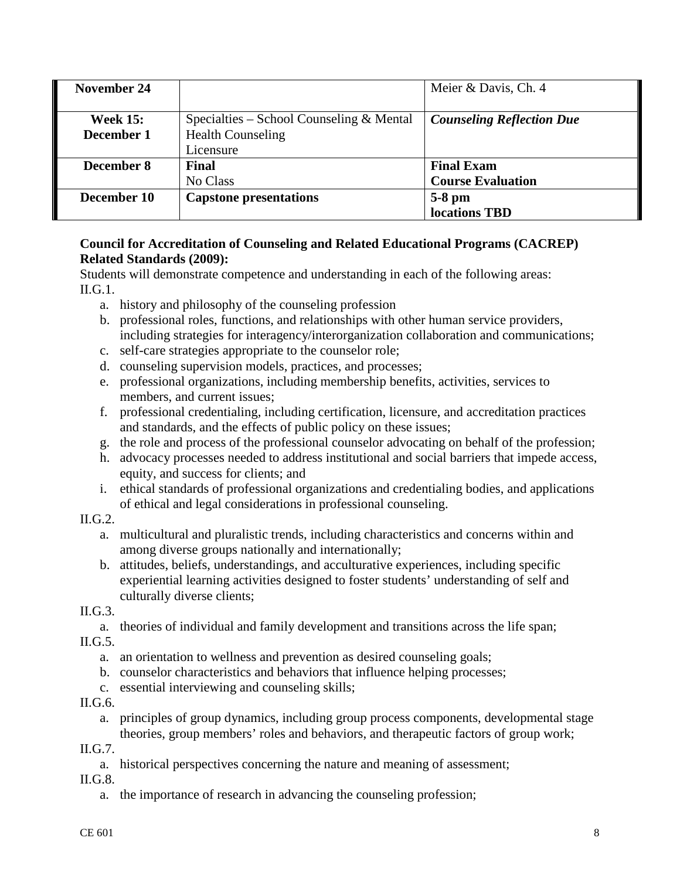| | | |
|---|---|---|
| **November 24** | | Meier & Davis, Ch. 4 |
| **Week 15: December 1** | Specialties – School Counseling & Mental Health Counseling<br>Licensure | ***Counseling Reflection Due*** |
| **December 8** | **Final**<br>No Class | **Final Exam**<br>**Course Evaluation** |
| **December 10** | **Capstone presentations** | **5-8 pm**<br>**locations TBD** |

**Council for Accreditation of Counseling and Related Educational Programs (CACREP) Related Standards (2009):**

Students will demonstrate competence and understanding in each of the following areas:

II.G.1.

a. history and philosophy of the counseling profession
b. professional roles, functions, and relationships with other human service providers, including strategies for interagency/interorganization collaboration and communications;
c. self-care strategies appropriate to the counselor role;
d. counseling supervision models, practices, and processes;
e. professional organizations, including membership benefits, activities, services to members, and current issues;
f. professional credentialing, including certification, licensure, and accreditation practices and standards, and the effects of public policy on these issues;
g. the role and process of the professional counselor advocating on behalf of the profession;
h. advocacy processes needed to address institutional and social barriers that impede access, equity, and success for clients; and
i. ethical standards of professional organizations and credentialing bodies, and applications of ethical and legal considerations in professional counseling.

II.G.2.

a. multicultural and pluralistic trends, including characteristics and concerns within and among diverse groups nationally and internationally;
b. attitudes, beliefs, understandings, and acculturative experiences, including specific experiential learning activities designed to foster students' understanding of self and culturally diverse clients;

II.G.3.

a. theories of individual and family development and transitions across the life span;

II.G.5.

a. an orientation to wellness and prevention as desired counseling goals;
b. counselor characteristics and behaviors that influence helping processes;
c. essential interviewing and counseling skills;

II.G.6.

a. principles of group dynamics, including group process components, developmental stage theories, group members' roles and behaviors, and therapeutic factors of group work;

II.G.7.

a. historical perspectives concerning the nature and meaning of assessment;

II.G.8.

a. the importance of research in advancing the counseling profession;